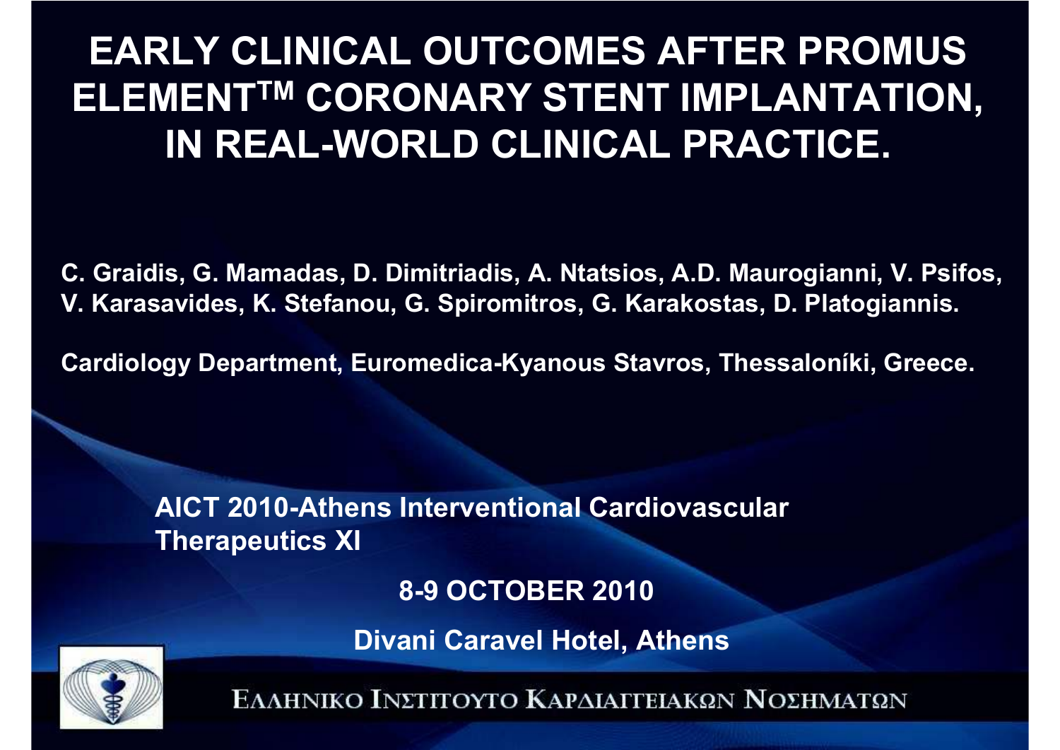# EARLY CLINICAL OUTCOMES AFTER PROMUS ELEMENT$^{TM}$ CORONARY STENT IMPLANTATION, IN REAL-WORLD CLINICAL PRACTICE.

**C. Graidis, G. Mamadas, D. Dimitriadis, A. Ntatsios, A.D. Maurogianni, V. Psifos, V. Karasavides, K. Stefanou, G. Spiromitros, G. Karakostas, D. Platogiannis.**

**Cardiology Department, Euromedica-Kyanous Stavros, Thessaloníki, Greece.**

**AICT 2010-Athens Interventional Cardiovascular Therapeutics XI**

**8-9 OCTOBER 2010**

**Divani Caravel Hotel, Athens**

ΕΛΛΗΝΙΚΟ ΙΝΣΤΙΤΟΥΤΟ ΚΑΡΔΙΑΓΓΕΙΑΚΩΝ ΝΟΣΗΜΑΤΩΝ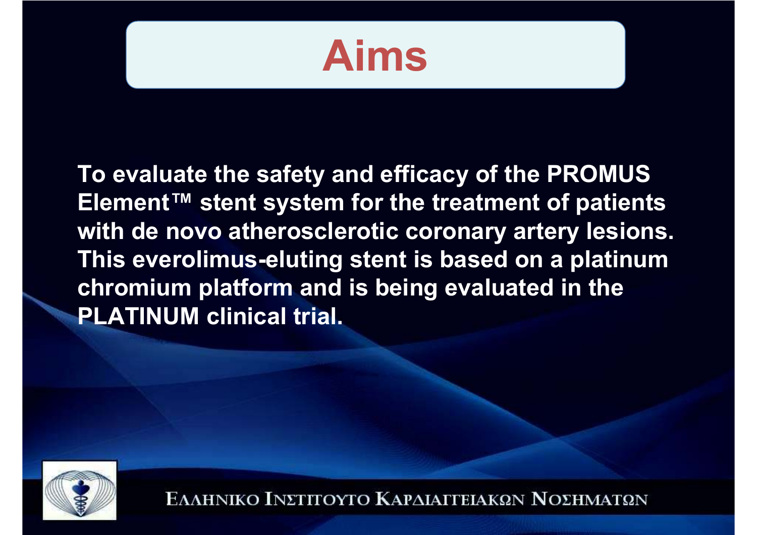# Aims

**To evaluate the safety and efficacy of the PROMUS Element™ stent system for the treatment of patients with de novo atherosclerotic coronary artery lesions. This everolimus-eluting stent is based on a platinum chromium platform and is being evaluated in the PLATINUM clinical trial.**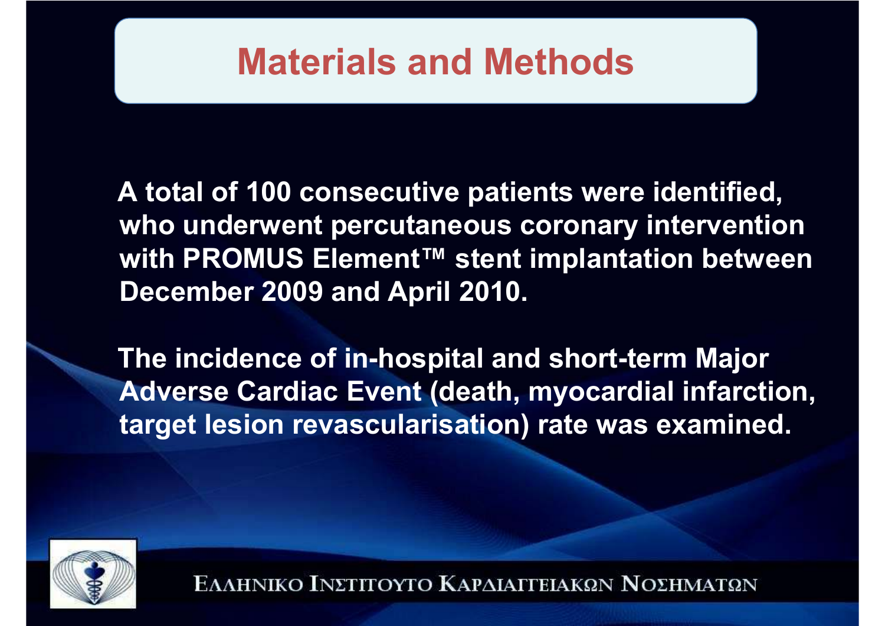## Materials and Methods

A total of 100 consecutive patients were identified, who underwent percutaneous coronary intervention with PROMUS Element™ stent implantation between December 2009 and April 2010.

The incidence of in-hospital and short-term Major Adverse Cardiac Event (death, myocardial infarction, target lesion revascularisation) rate was examined.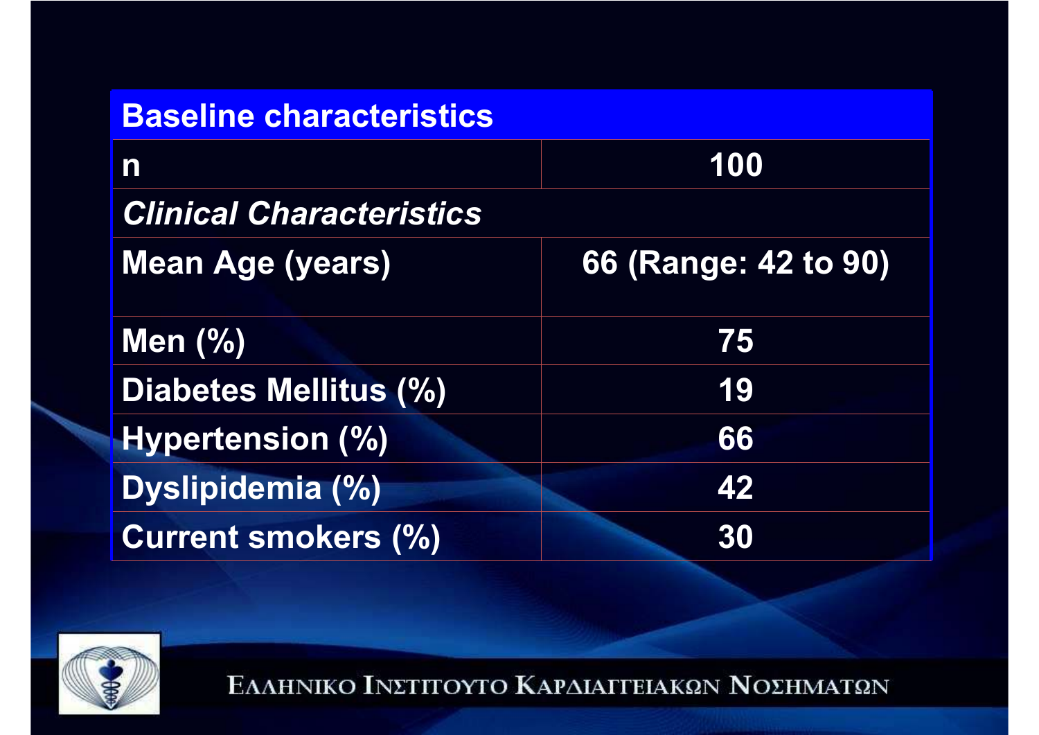| Baseline characteristics | |
|---|---|
| n | 100 |
| *Clinical Characteristics* | |
| Mean Age (years) | 66 (Range: 42 to 90) |
| Men (%) | 75 |
| Diabetes Mellitus (%) | 19 |
| Hypertension (%) | 66 |
| Dyslipidemia (%) | 42 |
| Current smokers (%) | 30 |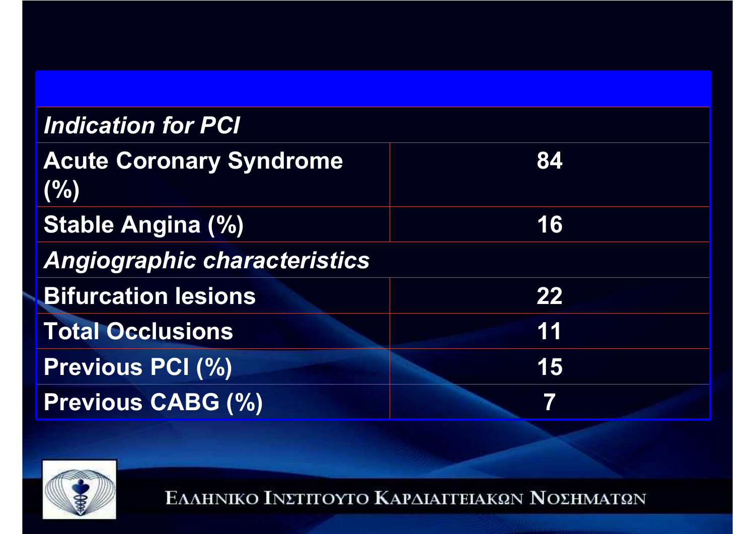| | |
|---|---|
| *Indication for PCI* | |
| **Acute Coronary Syndrome (%)** | **84** |
| **Stable Angina (%)** | **16** |
| *Angiographic characteristics* | |
| **Bifurcation lesions** | **22** |
| **Total Occlusions** | **11** |
| **Previous PCI (%)** | **15** |
| **Previous CABG (%)** | **7** |

ΕΛΛΗΝΙΚΟ ΙΝΣΤΙΤΟΥΤΟ ΚΑΡΔΙΑΓΓΕΙΑΚΩΝ ΝΟΣΗΜΑΤΩΝ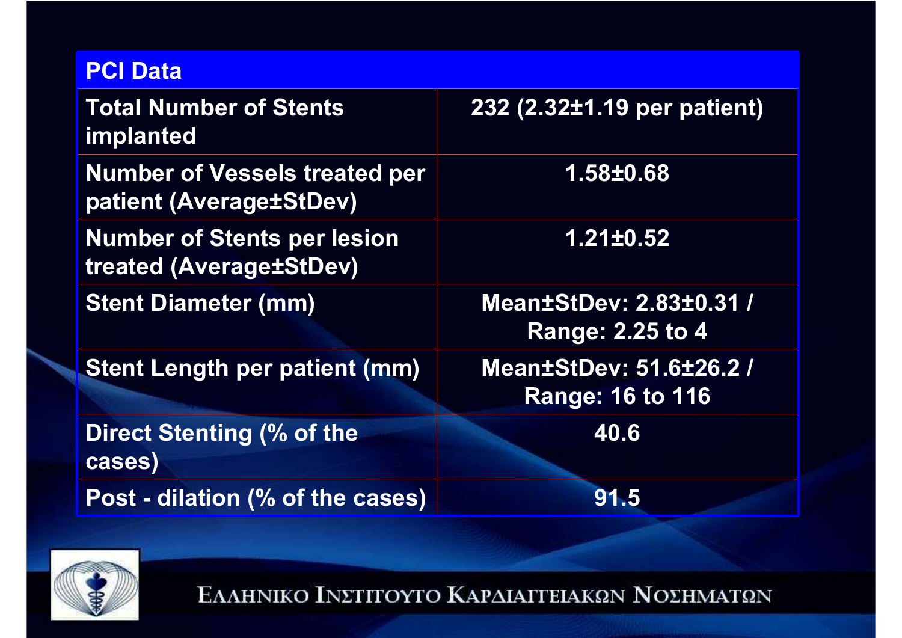| PCI Data | |
|---|---|
| Total Number of Stents implanted | 232 (2.32±1.19 per patient) |
| Number of Vessels treated per patient (Average±StDev) | 1.58±0.68 |
| Number of Stents per lesion treated (Average±StDev) | 1.21±0.52 |
| Stent Diameter (mm) | Mean±StDev: 2.83±0.31 / Range: 2.25 to 4 |
| Stent Length per patient (mm) | Mean±StDev: 51.6±26.2 / Range: 16 to 116 |
| Direct Stenting (% of the cases) | 40.6 |
| Post - dilation (% of the cases) | 91.5 |

ΕΛΛΗΝΙΚΟ ΙΝΣΤΙΤΟΥΤΟ ΚΑΡΔΙΑΓΓΕΙΑΚΩΝ ΝΟΣΗΜΑΤΩΝ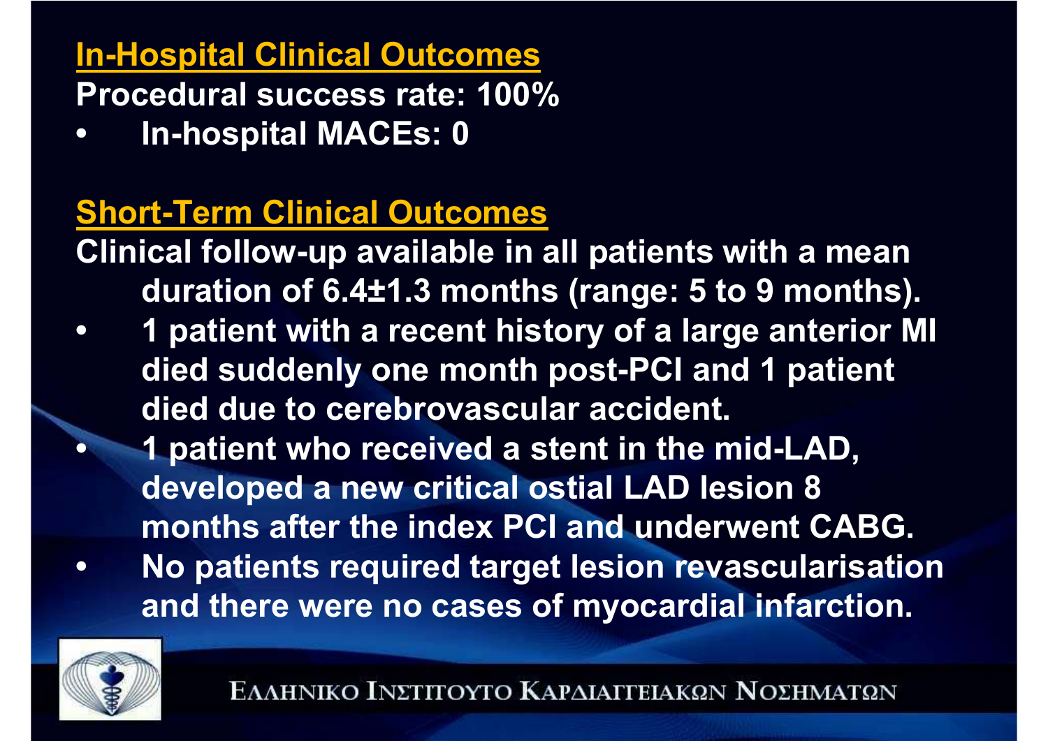## In-Hospital Clinical Outcomes

**Procedural success rate: 100%**

- **In-hospital MACEs: 0**

## Short-Term Clinical Outcomes

**Clinical follow-up available in all patients with a mean duration of 6.4±1.3 months (range: 5 to 9 months).**

- **1 patient with a recent history of a large anterior MI died suddenly one month post-PCI and 1 patient died due to cerebrovascular accident.**
- **1 patient who received a stent in the mid-LAD, developed a new critical ostial LAD lesion 8 months after the index PCI and underwent CABG.**
- **No patients required target lesion revascularisation and there were no cases of myocardial infarction.**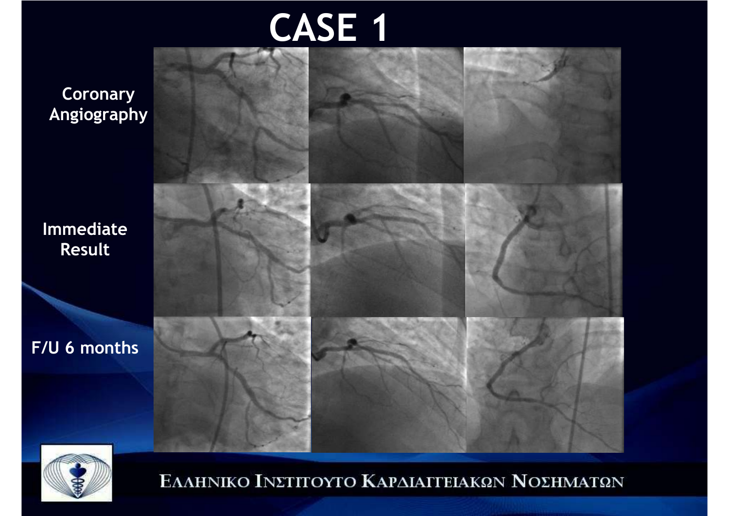# CASE 1

Coronary Angiography

Immediate Result

F/U 6 months

ΕΛΛΗΝΙΚΟ ΙΝΣΤΙΤΟΥΤΟ ΚΑΡΔΙΑΓΓΕΙΑΚΩΝ ΝΟΣΗΜΑΤΩΝ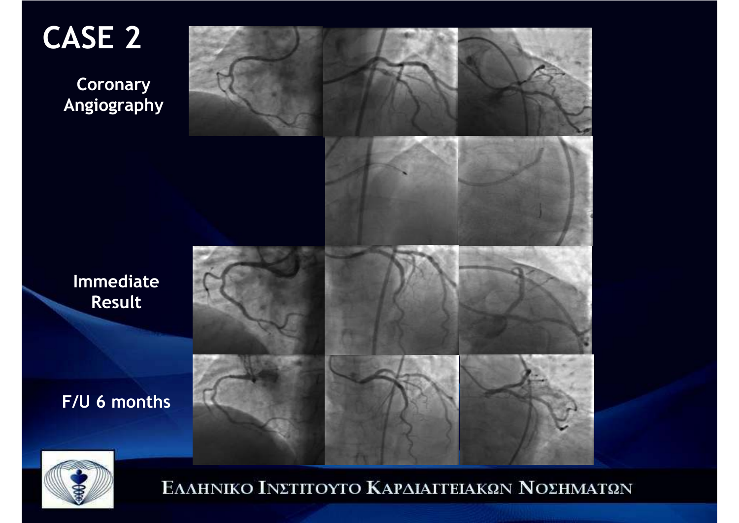# CASE 2

Coronary Angiography

Immediate Result

F/U 6 months

ΕΛΛΗΝΙΚΟ ΙΝΣΤΙΤΟΥΤΟ ΚΑΡΔΙΑΓΓΕΙΑΚΩΝ ΝΟΣΗΜΑΤΩΝ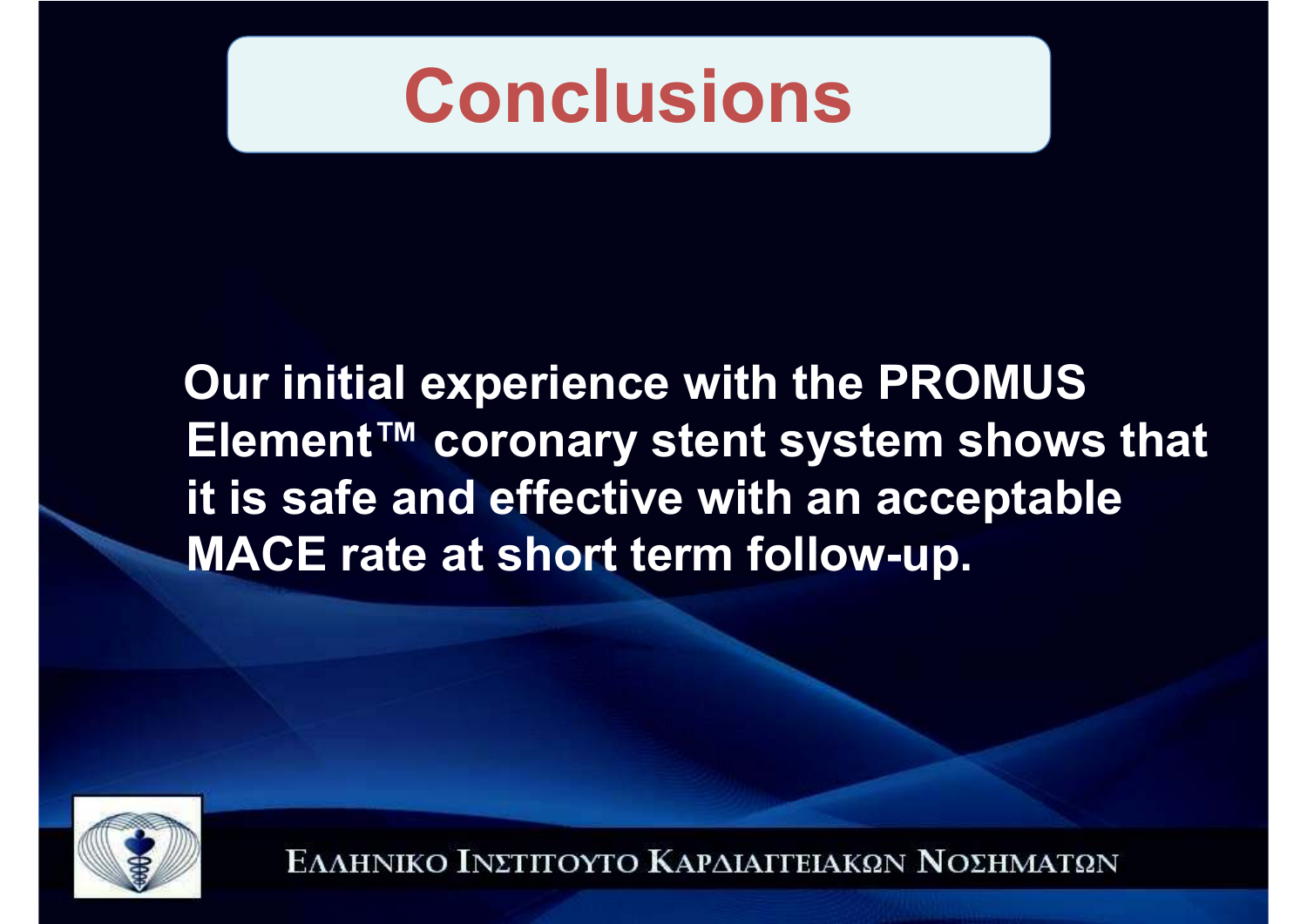# Conclusions

**Our initial experience with the PROMUS Element™ coronary stent system shows that it is safe and effective with an acceptable MACE rate at short term follow-up.**

ΕΛΛΗΝΙΚΟ ΙΝΣΤΙΤΟΥΤΟ ΚΑΡΔΙΑΓΓΕΙΑΚΩΝ ΝΟΣΗΜΑΤΩΝ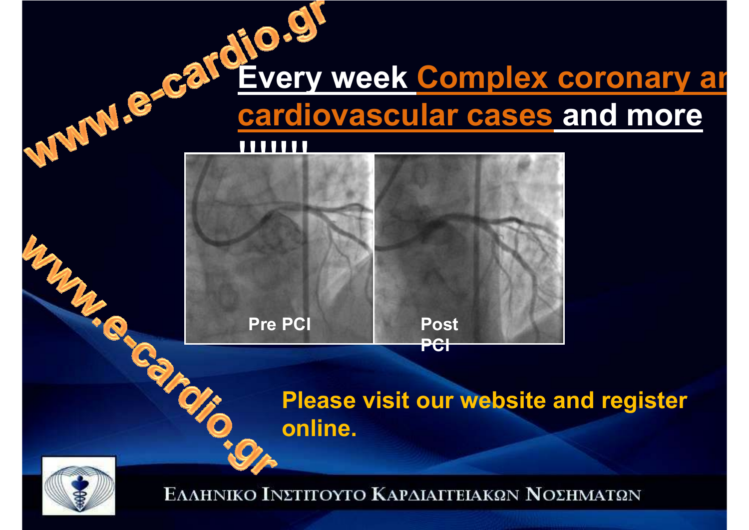www.e-cardio.gr

# Every week Complex coronary ar cardiovascular cases and more !!!!!!

Pre PCI

Post PCI

www.e-cardio.gr

**Please visit our website and register online.**

ΕΛΛΗΝΙΚΟ ΙΝΣΤΙΤΟΥΤΟ ΚΑΡΔΙΑΓΓΕΙΑΚΩΝ ΝΟΣΗΜΑΤΩΝ